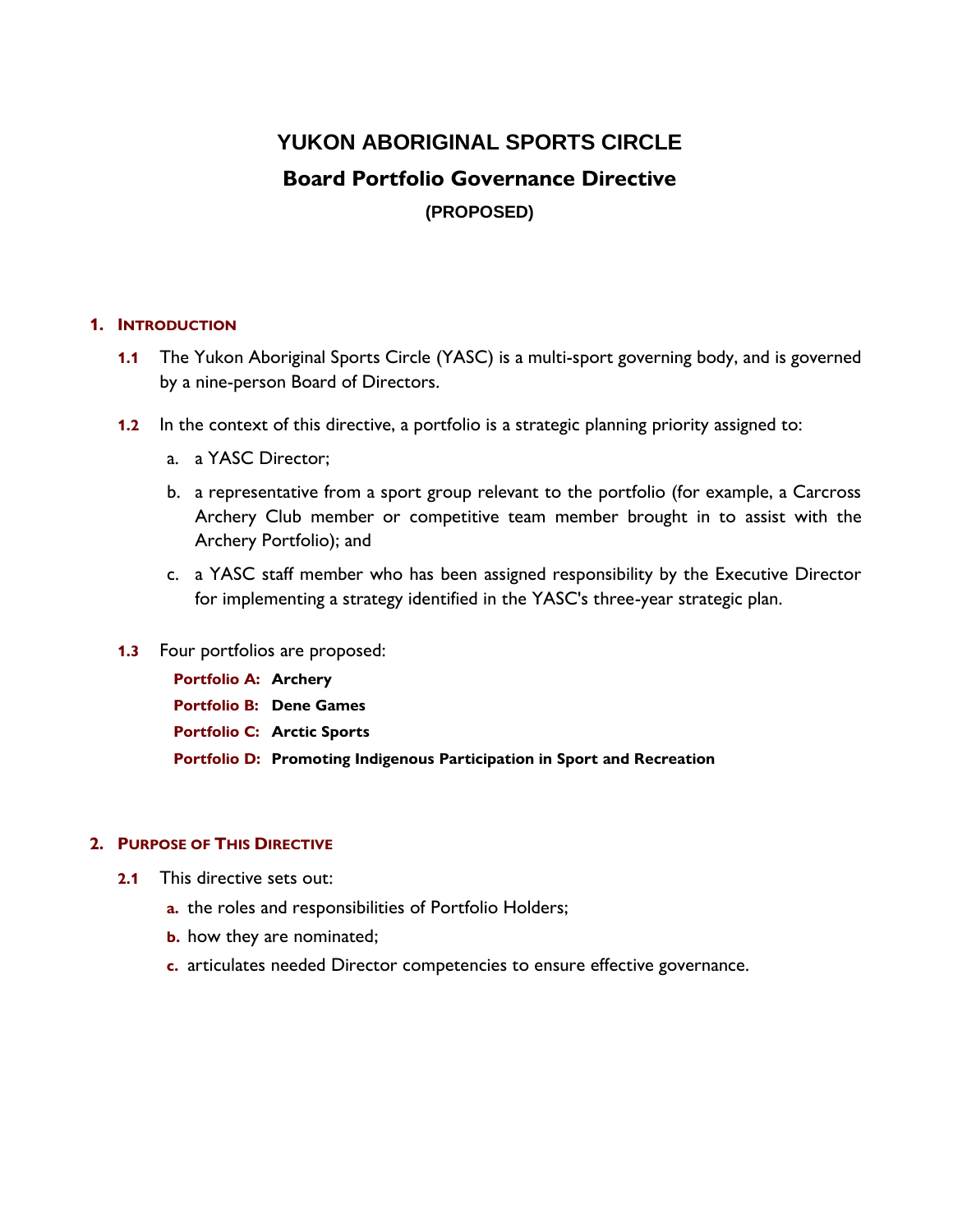# YUKON ABORIGINAL SPORTS CIRCLE

## Board Portfolio Governance Directive

**(PROPOSED)**

### 1. INTRODUCTION

**1.1** The Yukon Aboriginal Sports Circle (YASC) is a multi-sport governing body, and is governed by a nine-person Board of Directors.

**1.2** In the context of this directive, a portfolio is a strategic planning priority assigned to:

a. a YASC Director;

b. a representative from a sport group relevant to the portfolio (for example, a Carcross Archery Club member or competitive team member brought in to assist with the Archery Portfolio); and

c. a YASC staff member who has been assigned responsibility by the Executive Director for implementing a strategy identified in the YASC's three-year strategic plan.

**1.3** Four portfolios are proposed:

**Portfolio A: Archery**
**Portfolio B: Dene Games**
**Portfolio C: Arctic Sports**
**Portfolio D: Promoting Indigenous Participation in Sport and Recreation**

### 2. PURPOSE OF THIS DIRECTIVE

**2.1** This directive sets out:

**a.** the roles and responsibilities of Portfolio Holders;
**b.** how they are nominated;
**c.** articulates needed Director competencies to ensure effective governance.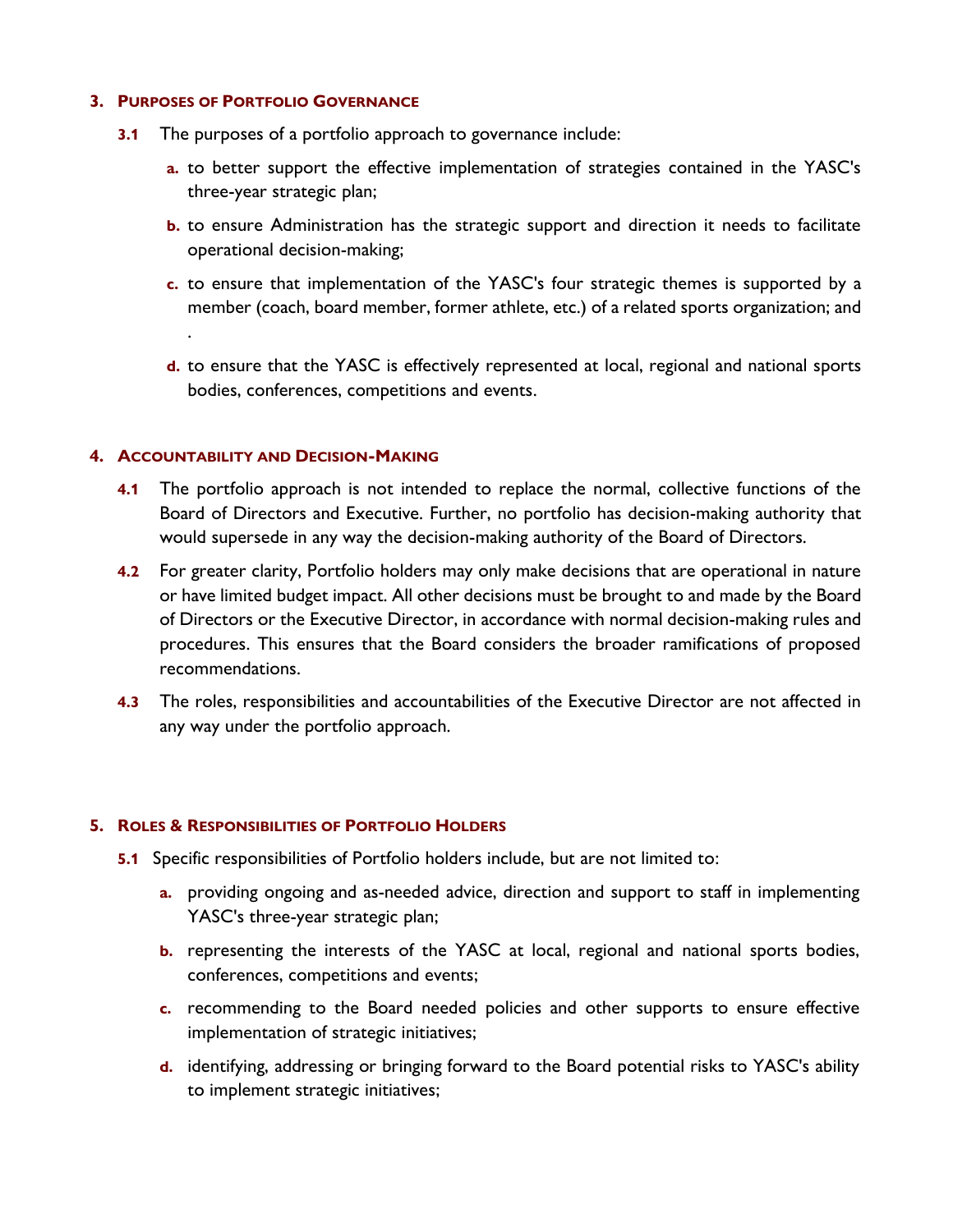## 3. Purposes of Portfolio Governance

**3.1** The purposes of a portfolio approach to governance include:

**a.** to better support the effective implementation of strategies contained in the YASC's three-year strategic plan;

**b.** to ensure Administration has the strategic support and direction it needs to facilitate operational decision-making;

**c.** to ensure that implementation of the YASC's four strategic themes is supported by a member (coach, board member, former athlete, etc.) of a related sports organization; and

.

**d.** to ensure that the YASC is effectively represented at local, regional and national sports bodies, conferences, competitions and events.

## 4. Accountability and Decision-Making

**4.1** The portfolio approach is not intended to replace the normal, collective functions of the Board of Directors and Executive. Further, no portfolio has decision-making authority that would supersede in any way the decision-making authority of the Board of Directors.

**4.2** For greater clarity, Portfolio holders may only make decisions that are operational in nature or have limited budget impact. All other decisions must be brought to and made by the Board of Directors or the Executive Director, in accordance with normal decision-making rules and procedures. This ensures that the Board considers the broader ramifications of proposed recommendations.

**4.3** The roles, responsibilities and accountabilities of the Executive Director are not affected in any way under the portfolio approach.

## 5. Roles & Responsibilities of Portfolio Holders

**5.1** Specific responsibilities of Portfolio holders include, but are not limited to:

**a.** providing ongoing and as-needed advice, direction and support to staff in implementing YASC's three-year strategic plan;

**b.** representing the interests of the YASC at local, regional and national sports bodies, conferences, competitions and events;

**c.** recommending to the Board needed policies and other supports to ensure effective implementation of strategic initiatives;

**d.** identifying, addressing or bringing forward to the Board potential risks to YASC's ability to implement strategic initiatives;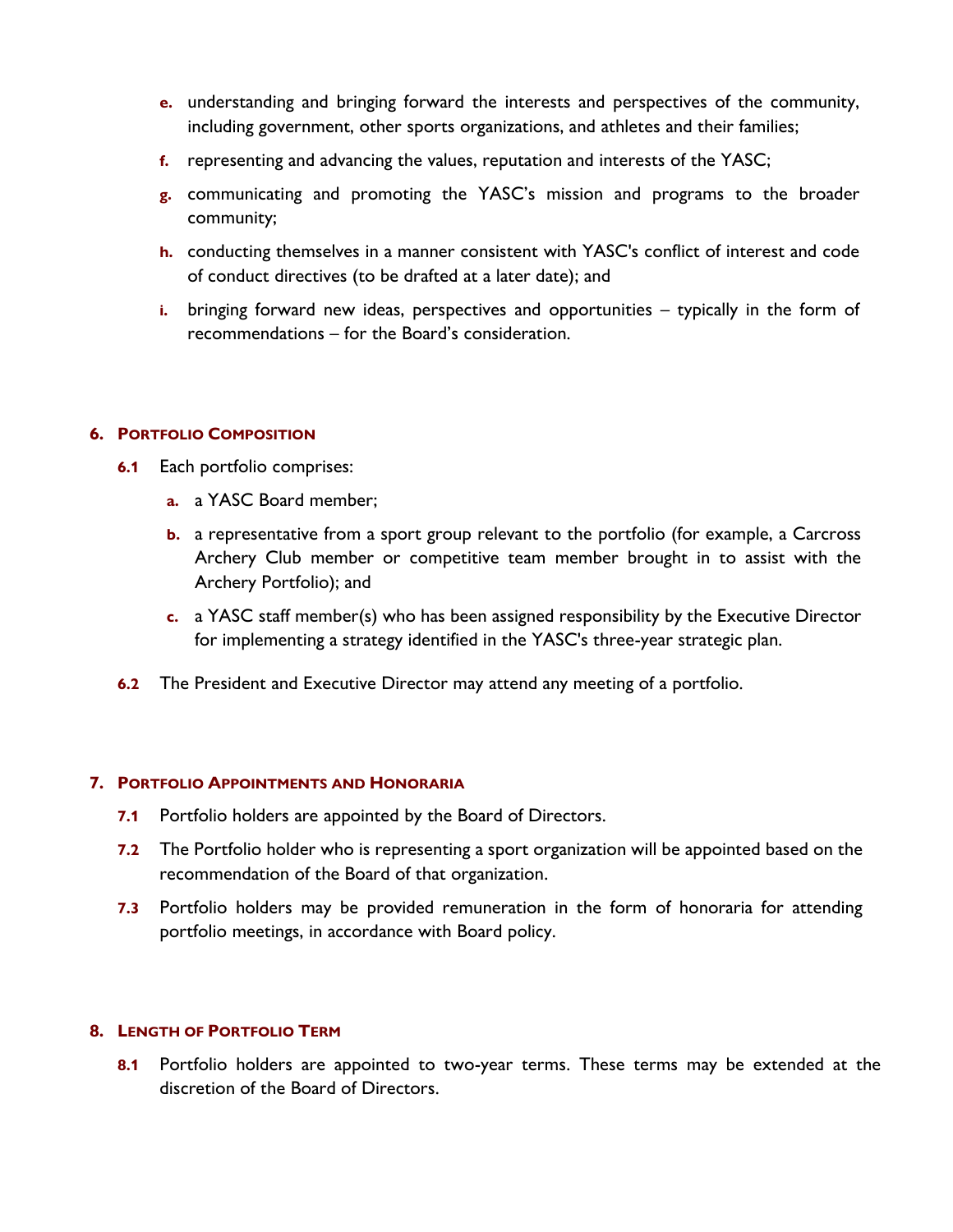e. understanding and bringing forward the interests and perspectives of the community, including government, other sports organizations, and athletes and their families;

f. representing and advancing the values, reputation and interests of the YASC;

g. communicating and promoting the YASC's mission and programs to the broader community;

h. conducting themselves in a manner consistent with YASC's conflict of interest and code of conduct directives (to be drafted at a later date); and

i. bringing forward new ideas, perspectives and opportunities – typically in the form of recommendations – for the Board's consideration.

## 6. PORTFOLIO COMPOSITION

**6.1** Each portfolio comprises:

a. a YASC Board member;

b. a representative from a sport group relevant to the portfolio (for example, a Carcross Archery Club member or competitive team member brought in to assist with the Archery Portfolio); and

c. a YASC staff member(s) who has been assigned responsibility by the Executive Director for implementing a strategy identified in the YASC's three-year strategic plan.

**6.2** The President and Executive Director may attend any meeting of a portfolio.

## 7. PORTFOLIO APPOINTMENTS AND HONORARIA

**7.1** Portfolio holders are appointed by the Board of Directors.

**7.2** The Portfolio holder who is representing a sport organization will be appointed based on the recommendation of the Board of that organization.

**7.3** Portfolio holders may be provided remuneration in the form of honoraria for attending portfolio meetings, in accordance with Board policy.

## 8. LENGTH OF PORTFOLIO TERM

**8.1** Portfolio holders are appointed to two-year terms. These terms may be extended at the discretion of the Board of Directors.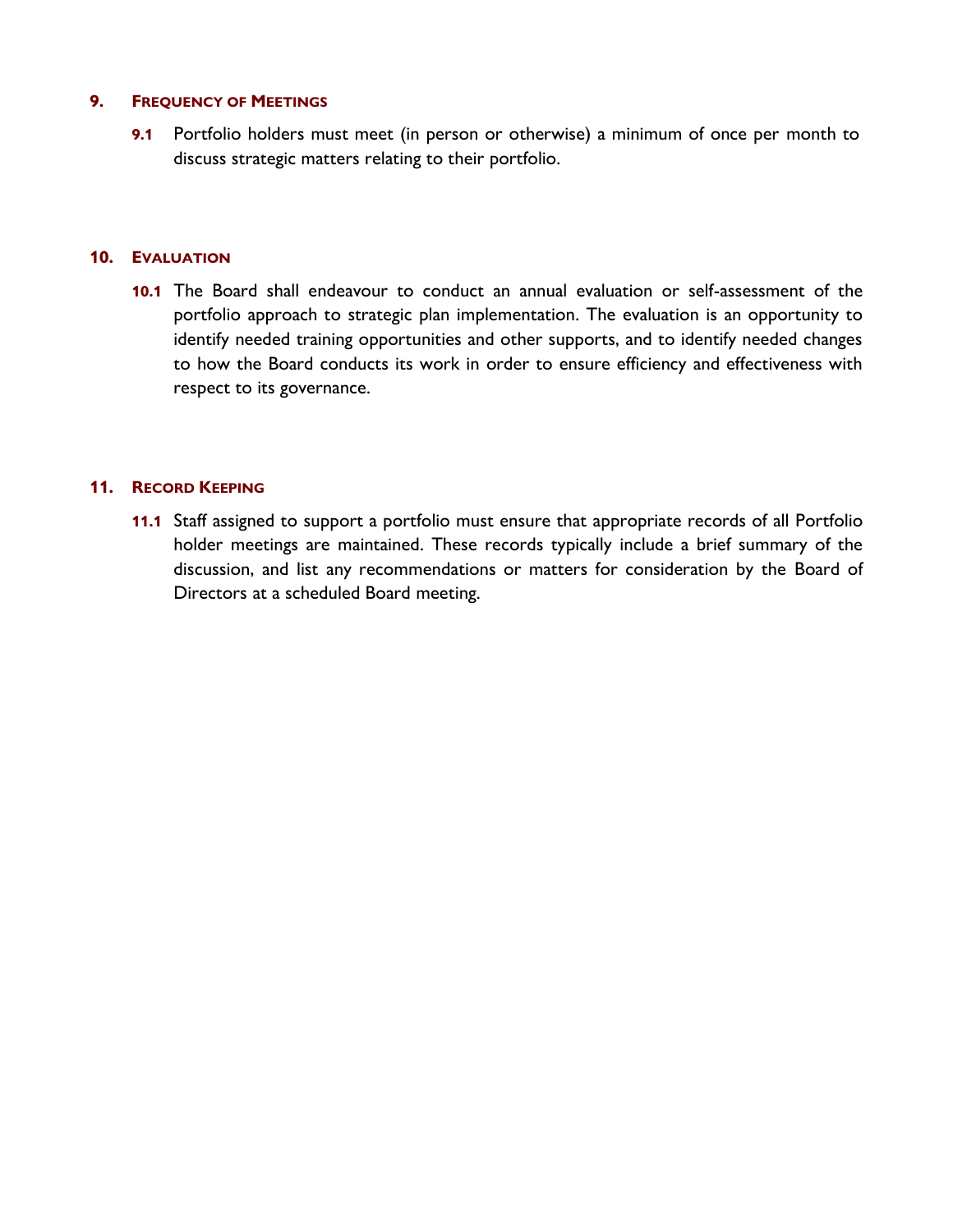## 9. Frequency of Meetings

**9.1** Portfolio holders must meet (in person or otherwise) a minimum of once per month to discuss strategic matters relating to their portfolio.

## 10. Evaluation

**10.1** The Board shall endeavour to conduct an annual evaluation or self-assessment of the portfolio approach to strategic plan implementation. The evaluation is an opportunity to identify needed training opportunities and other supports, and to identify needed changes to how the Board conducts its work in order to ensure efficiency and effectiveness with respect to its governance.

## 11. Record Keeping

**11.1** Staff assigned to support a portfolio must ensure that appropriate records of all Portfolio holder meetings are maintained. These records typically include a brief summary of the discussion, and list any recommendations or matters for consideration by the Board of Directors at a scheduled Board meeting.